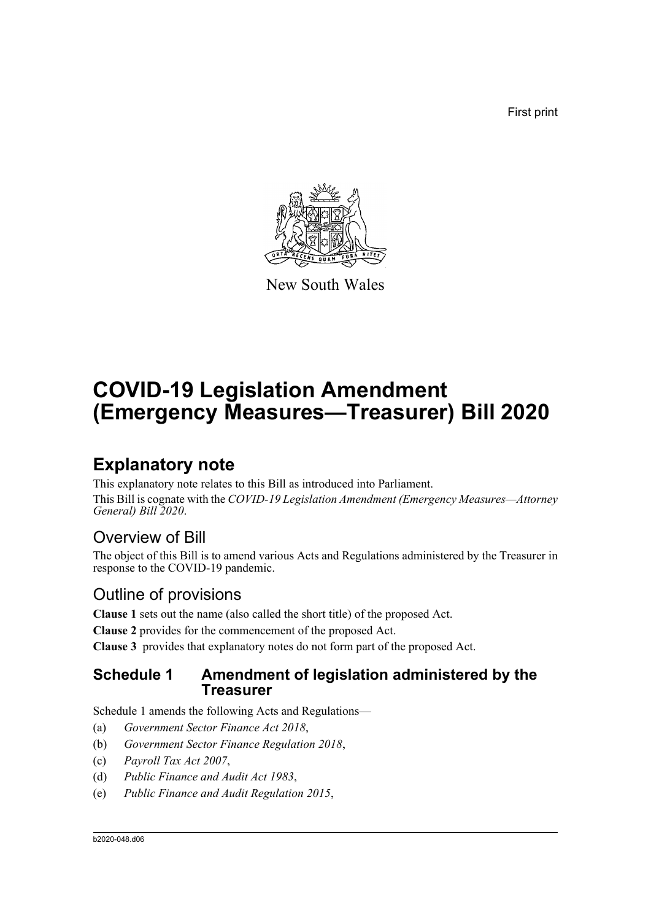First print

New South Wales

# COVID-19 Legislation Amendment (Emergency Measures—Treasurer) Bill 2020

## Explanatory note

This explanatory note relates to this Bill as introduced into Parliament.

This Bill is cognate with the *COVID-19 Legislation Amendment (Emergency Measures—Attorney General) Bill 2020*.

### Overview of Bill

The object of this Bill is to amend various Acts and Regulations administered by the Treasurer in response to the COVID-19 pandemic.

### Outline of provisions

**Clause 1** sets out the name (also called the short title) of the proposed Act.

**Clause 2** provides for the commencement of the proposed Act.

**Clause 3** provides that explanatory notes do not form part of the proposed Act.

### Schedule 1 Amendment of legislation administered by the Treasurer

Schedule 1 amends the following Acts and Regulations—

(a) *Government Sector Finance Act 2018*,

(b) *Government Sector Finance Regulation 2018*,

(c) *Payroll Tax Act 2007*,

(d) *Public Finance and Audit Act 1983*,

(e) *Public Finance and Audit Regulation 2015*,

b2020-048.d06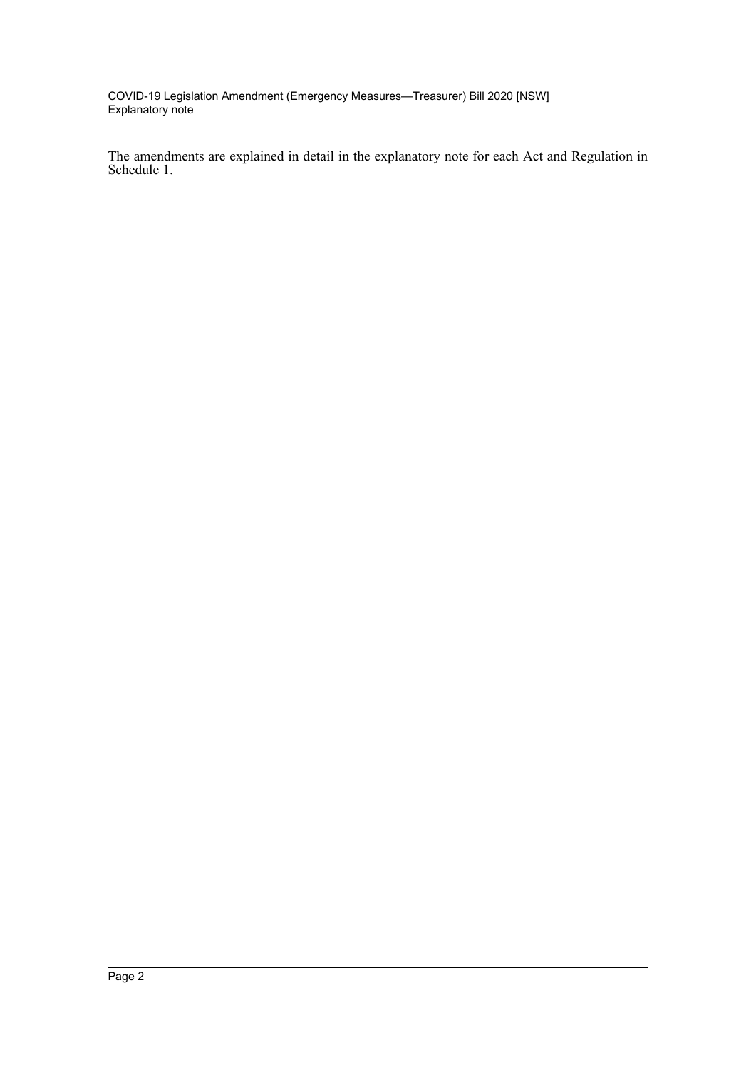The amendments are explained in detail in the explanatory note for each Act and Regulation in Schedule 1.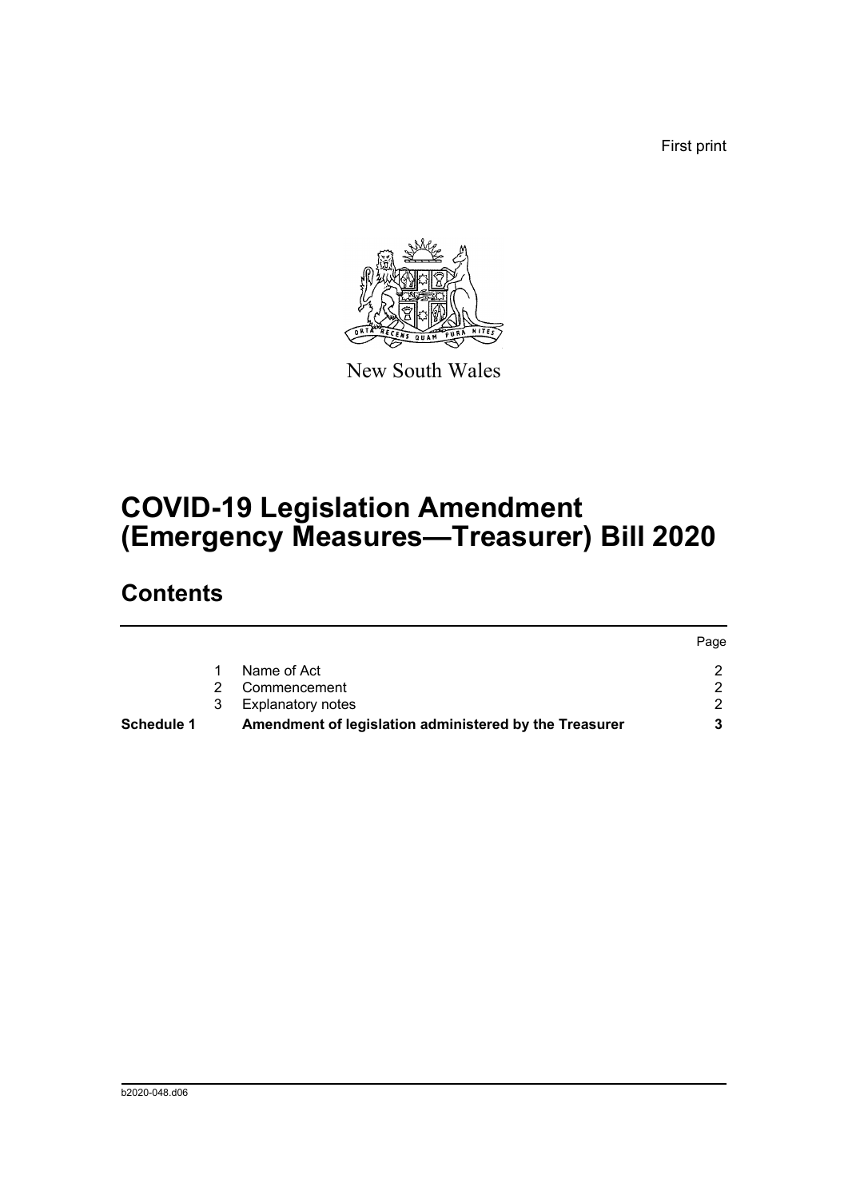First print

New South Wales

# COVID-19 Legislation Amendment (Emergency Measures—Treasurer) Bill 2020

## Contents

| | | | Page |
|---|---|---|---|
| | 1 | Name of Act | 2 |
| | 2 | Commencement | 2 |
| | 3 | Explanatory notes | 2 |
| **Schedule 1** | | **Amendment of legislation administered by the Treasurer** | **3** |

b2020-048.d06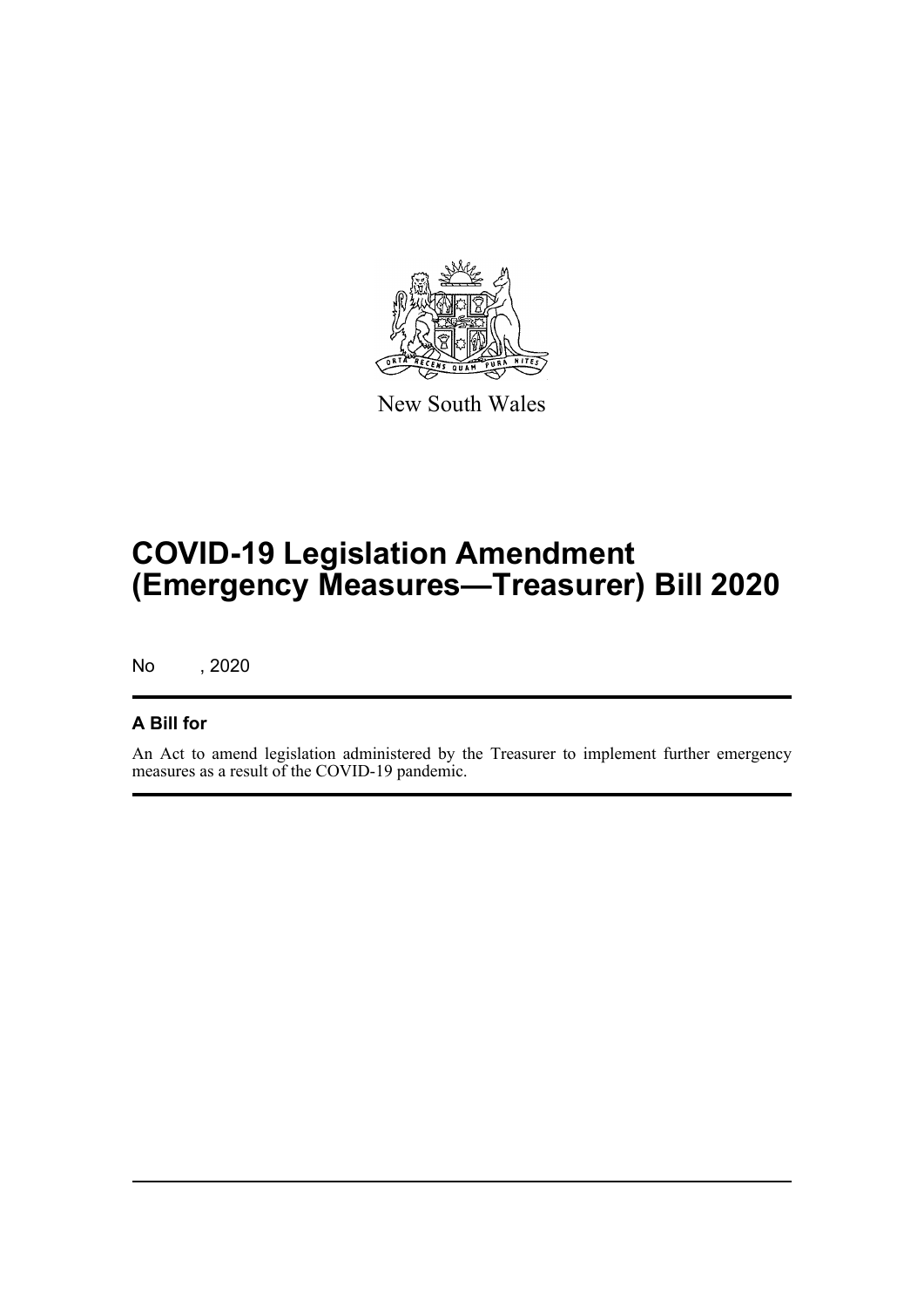New South Wales

# COVID-19 Legislation Amendment (Emergency Measures—Treasurer) Bill 2020

No , 2020

## A Bill for

An Act to amend legislation administered by the Treasurer to implement further emergency measures as a result of the COVID-19 pandemic.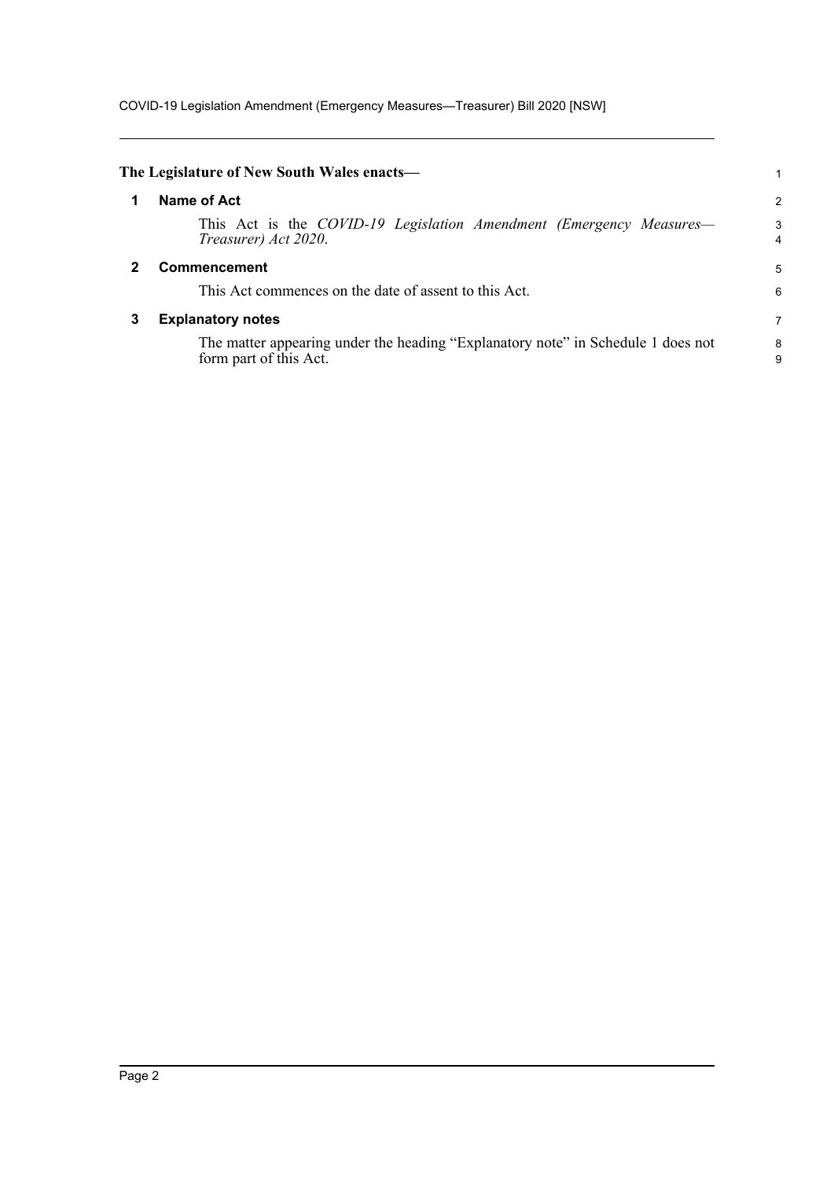**The Legislature of New South Wales enacts—**

## 1 Name of Act

This Act is the *COVID-19 Legislation Amendment (Emergency Measures—Treasurer) Act 2020*.

## 2 Commencement

This Act commences on the date of assent to this Act.

## 3 Explanatory notes

The matter appearing under the heading "Explanatory note" in Schedule 1 does not form part of this Act.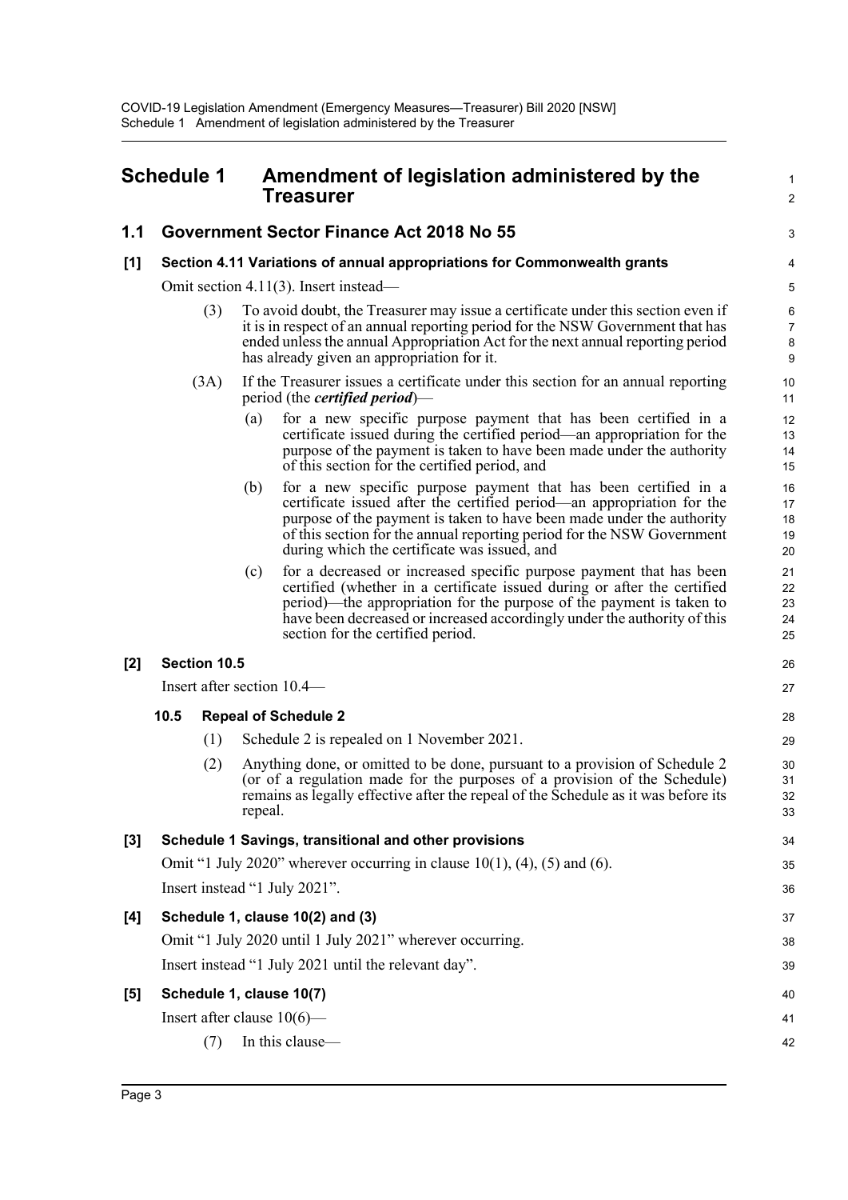# Schedule 1 Amendment of legislation administered by the Treasurer

## 1.1 Government Sector Finance Act 2018 No 55

### [1] Section 4.11 Variations of annual appropriations for Commonwealth grants

Omit section 4.11(3). Insert instead—

(3) To avoid doubt, the Treasurer may issue a certificate under this section even if it is in respect of an annual reporting period for the NSW Government that has ended unless the annual Appropriation Act for the next annual reporting period has already given an appropriation for it.

(3A) If the Treasurer issues a certificate under this section for an annual reporting period (the ***certified period***)—

(a) for a new specific purpose payment that has been certified in a certificate issued during the certified period—an appropriation for the purpose of the payment is taken to have been made under the authority of this section for the certified period, and

(b) for a new specific purpose payment that has been certified in a certificate issued after the certified period—an appropriation for the purpose of the payment is taken to have been made under the authority of this section for the annual reporting period for the NSW Government during which the certificate was issued, and

(c) for a decreased or increased specific purpose payment that has been certified (whether in a certificate issued during or after the certified period)—the appropriation for the purpose of the payment is taken to have been decreased or increased accordingly under the authority of this section for the certified period.

### [2] Section 10.5

Insert after section 10.4—

#### 10.5 Repeal of Schedule 2

(1) Schedule 2 is repealed on 1 November 2021.

(2) Anything done, or omitted to be done, pursuant to a provision of Schedule 2 (or of a regulation made for the purposes of a provision of the Schedule) remains as legally effective after the repeal of the Schedule as it was before its repeal.

### [3] Schedule 1 Savings, transitional and other provisions

Omit "1 July 2020" wherever occurring in clause 10(1), (4), (5) and (6).

Insert instead "1 July 2021".

### [4] Schedule 1, clause 10(2) and (3)

Omit "1 July 2020 until 1 July 2021" wherever occurring.

Insert instead "1 July 2021 until the relevant day".

### [5] Schedule 1, clause 10(7)

Insert after clause 10(6)—

(7) In this clause—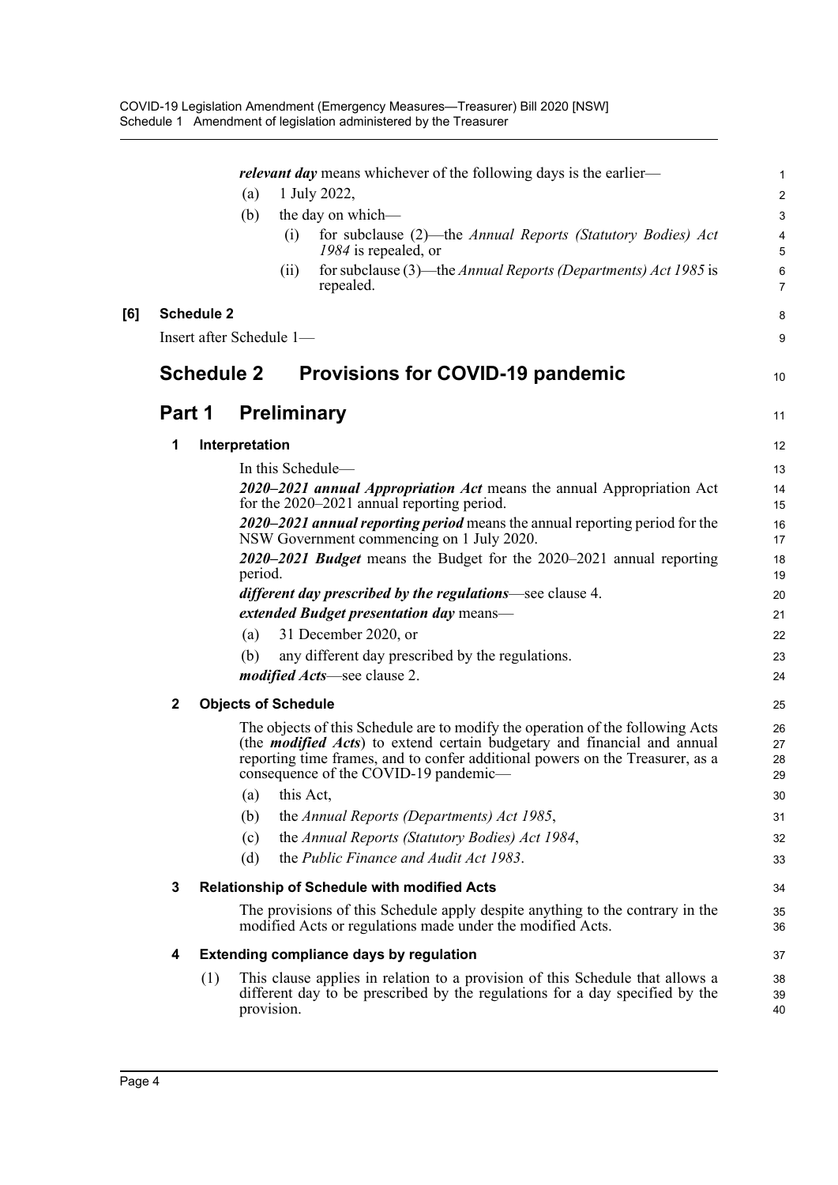*relevant day* means whichever of the following days is the earlier—

(a) 1 July 2022,

(b) the day on which—

(i) for subclause (2)—the *Annual Reports (Statutory Bodies) Act 1984* is repealed, or

(ii) for subclause (3)—the *Annual Reports (Departments) Act 1985* is repealed.

**[6] Schedule 2**

Insert after Schedule 1—

# Schedule 2 Provisions for COVID-19 pandemic

## Part 1 Preliminary

### 1 Interpretation

In this Schedule—

***2020–2021 annual Appropriation Act*** means the annual Appropriation Act for the 2020–2021 annual reporting period.

***2020–2021 annual reporting period*** means the annual reporting period for the NSW Government commencing on 1 July 2020.

***2020–2021 Budget*** means the Budget for the 2020–2021 annual reporting period.

***different day prescribed by the regulations***—see clause 4.

***extended Budget presentation day*** means—

(a) 31 December 2020, or

(b) any different day prescribed by the regulations.

***modified Acts***—see clause 2.

### 2 Objects of Schedule

The objects of this Schedule are to modify the operation of the following Acts (the ***modified Acts***) to extend certain budgetary and financial and annual reporting time frames, and to confer additional powers on the Treasurer, as a consequence of the COVID-19 pandemic—

(a) this Act,

(b) the *Annual Reports (Departments) Act 1985*,

(c) the *Annual Reports (Statutory Bodies) Act 1984*,

(d) the *Public Finance and Audit Act 1983*.

### 3 Relationship of Schedule with modified Acts

The provisions of this Schedule apply despite anything to the contrary in the modified Acts or regulations made under the modified Acts.

### 4 Extending compliance days by regulation

(1) This clause applies in relation to a provision of this Schedule that allows a different day to be prescribed by the regulations for a day specified by the provision.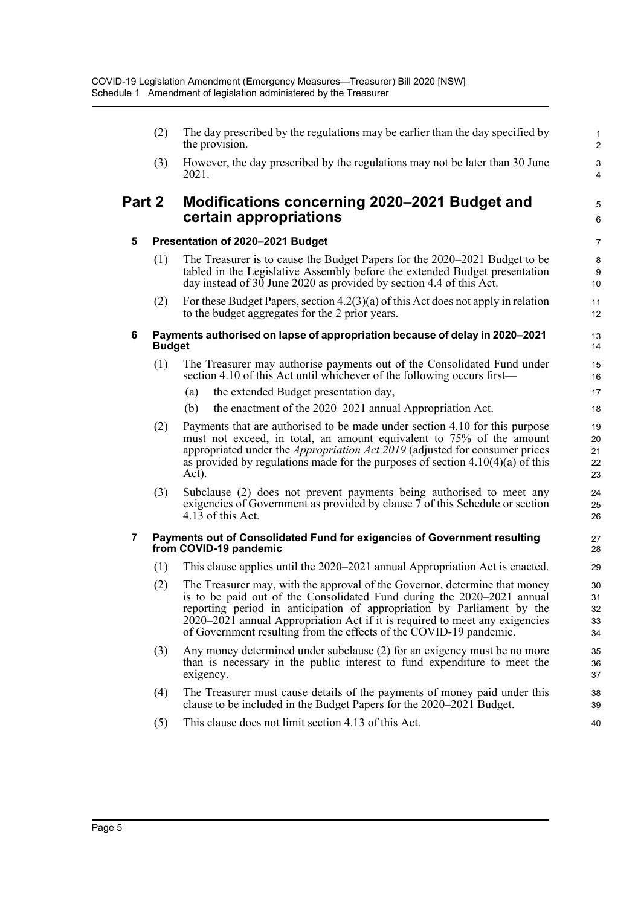(2) The day prescribed by the regulations may be earlier than the day specified by the provision.

(3) However, the day prescribed by the regulations may not be later than 30 June 2021.

## Part 2 Modifications concerning 2020–2021 Budget and certain appropriations

### 5 Presentation of 2020–2021 Budget

(1) The Treasurer is to cause the Budget Papers for the 2020–2021 Budget to be tabled in the Legislative Assembly before the extended Budget presentation day instead of 30 June 2020 as provided by section 4.4 of this Act.

(2) For these Budget Papers, section 4.2(3)(a) of this Act does not apply in relation to the budget aggregates for the 2 prior years.

### 6 Payments authorised on lapse of appropriation because of delay in 2020–2021 Budget

(1) The Treasurer may authorise payments out of the Consolidated Fund under section 4.10 of this Act until whichever of the following occurs first—

- (a) the extended Budget presentation day,
- (b) the enactment of the 2020–2021 annual Appropriation Act.

(2) Payments that are authorised to be made under section 4.10 for this purpose must not exceed, in total, an amount equivalent to 75% of the amount appropriated under the *Appropriation Act 2019* (adjusted for consumer prices as provided by regulations made for the purposes of section 4.10(4)(a) of this Act).

(3) Subclause (2) does not prevent payments being authorised to meet any exigencies of Government as provided by clause 7 of this Schedule or section 4.13 of this Act.

### 7 Payments out of Consolidated Fund for exigencies of Government resulting from COVID-19 pandemic

(1) This clause applies until the 2020–2021 annual Appropriation Act is enacted.

(2) The Treasurer may, with the approval of the Governor, determine that money is to be paid out of the Consolidated Fund during the 2020–2021 annual reporting period in anticipation of appropriation by Parliament by the 2020–2021 annual Appropriation Act if it is required to meet any exigencies of Government resulting from the effects of the COVID-19 pandemic.

(3) Any money determined under subclause (2) for an exigency must be no more than is necessary in the public interest to fund expenditure to meet the exigency.

(4) The Treasurer must cause details of the payments of money paid under this clause to be included in the Budget Papers for the 2020–2021 Budget.

(5) This clause does not limit section 4.13 of this Act.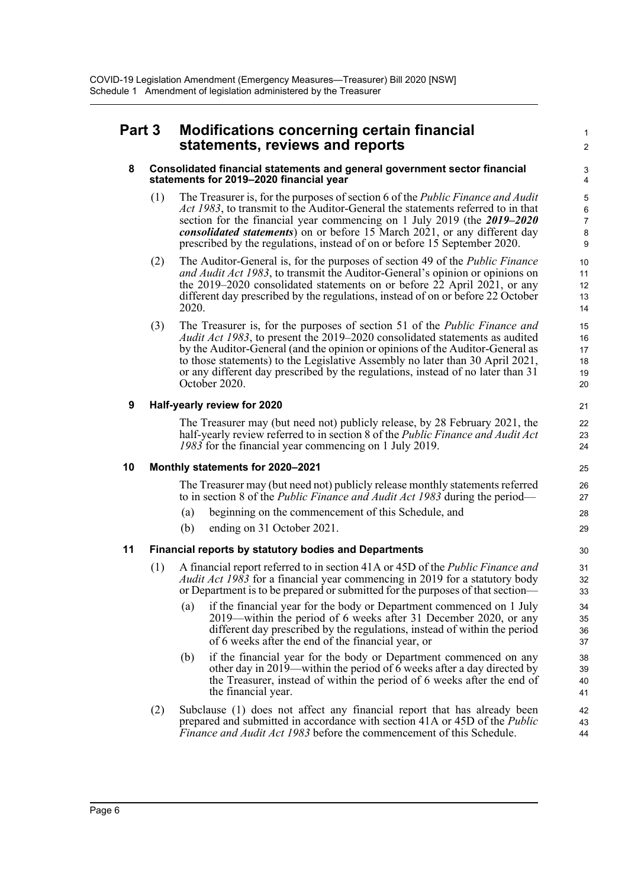## Part 3 Modifications concerning certain financial statements, reviews and reports

### 8 Consolidated financial statements and general government sector financial statements for 2019–2020 financial year

(1) The Treasurer is, for the purposes of section 6 of the *Public Finance and Audit Act 1983*, to transmit to the Auditor-General the statements referred to in that section for the financial year commencing on 1 July 2019 (the ***2019–2020 consolidated statements***) on or before 15 March 2021, or any different day prescribed by the regulations, instead of on or before 15 September 2020.

(2) The Auditor-General is, for the purposes of section 49 of the *Public Finance and Audit Act 1983*, to transmit the Auditor-General's opinion or opinions on the 2019–2020 consolidated statements on or before 22 April 2021, or any different day prescribed by the regulations, instead of on or before 22 October 2020.

(3) The Treasurer is, for the purposes of section 51 of the *Public Finance and Audit Act 1983*, to present the 2019–2020 consolidated statements as audited by the Auditor-General (and the opinion or opinions of the Auditor-General as to those statements) to the Legislative Assembly no later than 30 April 2021, or any different day prescribed by the regulations, instead of no later than 31 October 2020.

### 9 Half-yearly review for 2020

The Treasurer may (but need not) publicly release, by 28 February 2021, the half-yearly review referred to in section 8 of the *Public Finance and Audit Act 1983* for the financial year commencing on 1 July 2019.

### 10 Monthly statements for 2020–2021

The Treasurer may (but need not) publicly release monthly statements referred to in section 8 of the *Public Finance and Audit Act 1983* during the period—

(a) beginning on the commencement of this Schedule, and

(b) ending on 31 October 2021.

### 11 Financial reports by statutory bodies and Departments

(1) A financial report referred to in section 41A or 45D of the *Public Finance and Audit Act 1983* for a financial year commencing in 2019 for a statutory body or Department is to be prepared or submitted for the purposes of that section—

(a) if the financial year for the body or Department commenced on 1 July 2019—within the period of 6 weeks after 31 December 2020, or any different day prescribed by the regulations, instead of within the period of 6 weeks after the end of the financial year, or

(b) if the financial year for the body or Department commenced on any other day in 2019—within the period of 6 weeks after a day directed by the Treasurer, instead of within the period of 6 weeks after the end of the financial year.

(2) Subclause (1) does not affect any financial report that has already been prepared and submitted in accordance with section 41A or 45D of the *Public Finance and Audit Act 1983* before the commencement of this Schedule.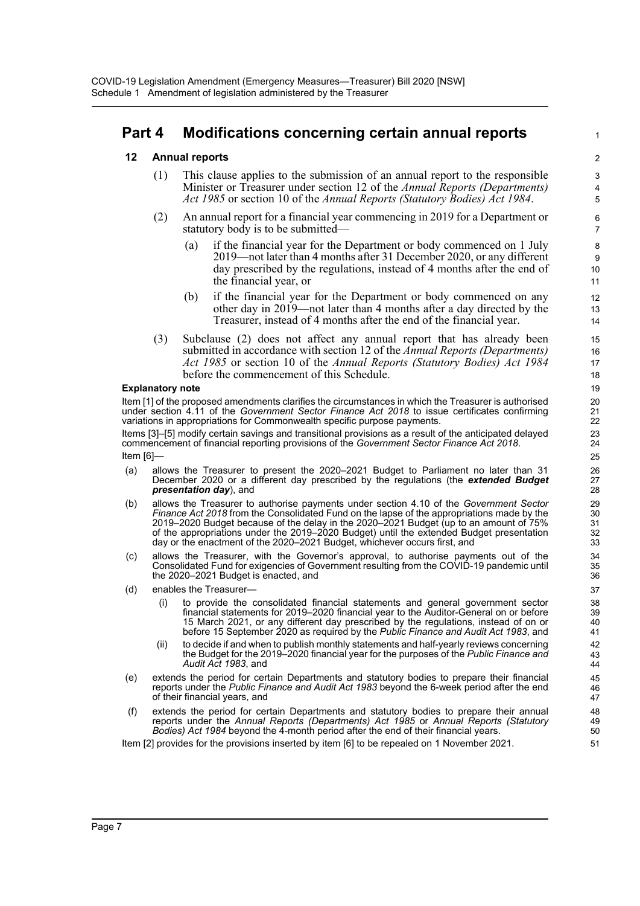## Part 4 Modifications concerning certain annual reports

### 12 Annual reports

(1) This clause applies to the submission of an annual report to the responsible Minister or Treasurer under section 12 of the *Annual Reports (Departments) Act 1985* or section 10 of the *Annual Reports (Statutory Bodies) Act 1984*.

(2) An annual report for a financial year commencing in 2019 for a Department or statutory body is to be submitted—

(a) if the financial year for the Department or body commenced on 1 July 2019—not later than 4 months after 31 December 2020, or any different day prescribed by the regulations, instead of 4 months after the end of the financial year, or

(b) if the financial year for the Department or body commenced on any other day in 2019—not later than 4 months after a day directed by the Treasurer, instead of 4 months after the end of the financial year.

(3) Subclause (2) does not affect any annual report that has already been submitted in accordance with section 12 of the *Annual Reports (Departments) Act 1985* or section 10 of the *Annual Reports (Statutory Bodies) Act 1984* before the commencement of this Schedule.

**Explanatory note**

Item [1] of the proposed amendments clarifies the circumstances in which the Treasurer is authorised under section 4.11 of the *Government Sector Finance Act 2018* to issue certificates confirming variations in appropriations for Commonwealth specific purpose payments.

Items [3]–[5] modify certain savings and transitional provisions as a result of the anticipated delayed commencement of financial reporting provisions of the *Government Sector Finance Act 2018*.

Item [6]—

(a) allows the Treasurer to present the 2020–2021 Budget to Parliament no later than 31 December 2020 or a different day prescribed by the regulations (the ***extended Budget presentation day***), and

(b) allows the Treasurer to authorise payments under section 4.10 of the *Government Sector Finance Act 2018* from the Consolidated Fund on the lapse of the appropriations made by the 2019–2020 Budget because of the delay in the 2020–2021 Budget (up to an amount of 75% of the appropriations under the 2019–2020 Budget) until the extended Budget presentation day or the enactment of the 2020–2021 Budget, whichever occurs first, and

(c) allows the Treasurer, with the Governor's approval, to authorise payments out of the Consolidated Fund for exigencies of Government resulting from the COVID-19 pandemic until the 2020–2021 Budget is enacted, and

(d) enables the Treasurer—

(i) to provide the consolidated financial statements and general government sector financial statements for 2019–2020 financial year to the Auditor-General on or before 15 March 2021, or any different day prescribed by the regulations, instead of on or before 15 September 2020 as required by the *Public Finance and Audit Act 1983*, and

(ii) to decide if and when to publish monthly statements and half-yearly reviews concerning the Budget for the 2019–2020 financial year for the purposes of the *Public Finance and Audit Act 1983*, and

(e) extends the period for certain Departments and statutory bodies to prepare their financial reports under the *Public Finance and Audit Act 1983* beyond the 6-week period after the end of their financial years, and

(f) extends the period for certain Departments and statutory bodies to prepare their annual reports under the *Annual Reports (Departments) Act 1985* or *Annual Reports (Statutory Bodies) Act 1984* beyond the 4-month period after the end of their financial years.

Item [2] provides for the provisions inserted by item [6] to be repealed on 1 November 2021.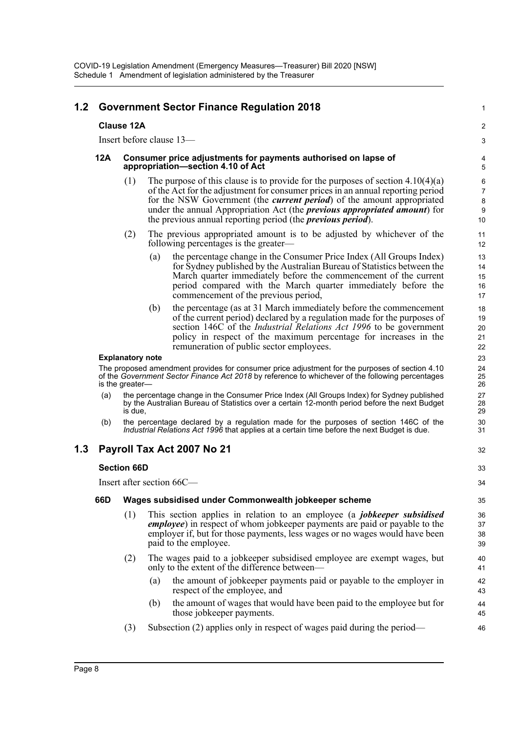## 1.2 Government Sector Finance Regulation 2018

### Clause 12A

Insert before clause 13—

#### 12A Consumer price adjustments for payments authorised on lapse of appropriation—section 4.10 of Act

(1) The purpose of this clause is to provide for the purposes of section 4.10(4)(a) of the Act for the adjustment for consumer prices in an annual reporting period for the NSW Government (the ***current period***) of the amount appropriated under the annual Appropriation Act (the ***previous appropriated amount***) for the previous annual reporting period (the ***previous period***).

(2) The previous appropriated amount is to be adjusted by whichever of the following percentages is the greater—

(a) the percentage change in the Consumer Price Index (All Groups Index) for Sydney published by the Australian Bureau of Statistics between the March quarter immediately before the commencement of the current period compared with the March quarter immediately before the commencement of the previous period,

(b) the percentage (as at 31 March immediately before the commencement of the current period) declared by a regulation made for the purposes of section 146C of the *Industrial Relations Act 1996* to be government policy in respect of the maximum percentage for increases in the remuneration of public sector employees.

**Explanatory note**

The proposed amendment provides for consumer price adjustment for the purposes of section 4.10 of the *Government Sector Finance Act 2018* by reference to whichever of the following percentages is the greater—

(a) the percentage change in the Consumer Price Index (All Groups Index) for Sydney published by the Australian Bureau of Statistics over a certain 12-month period before the next Budget is due,

(b) the percentage declared by a regulation made for the purposes of section 146C of the *Industrial Relations Act 1996* that applies at a certain time before the next Budget is due.

## 1.3 Payroll Tax Act 2007 No 21

### Section 66D

Insert after section 66C—

#### 66D Wages subsidised under Commonwealth jobkeeper scheme

(1) This section applies in relation to an employee (a ***jobkeeper subsidised employee***) in respect of whom jobkeeper payments are paid or payable to the employer if, but for those payments, less wages or no wages would have been paid to the employee.

(2) The wages paid to a jobkeeper subsidised employee are exempt wages, but only to the extent of the difference between—

(a) the amount of jobkeeper payments paid or payable to the employer in respect of the employee, and

(b) the amount of wages that would have been paid to the employee but for those jobkeeper payments.

(3) Subsection (2) applies only in respect of wages paid during the period—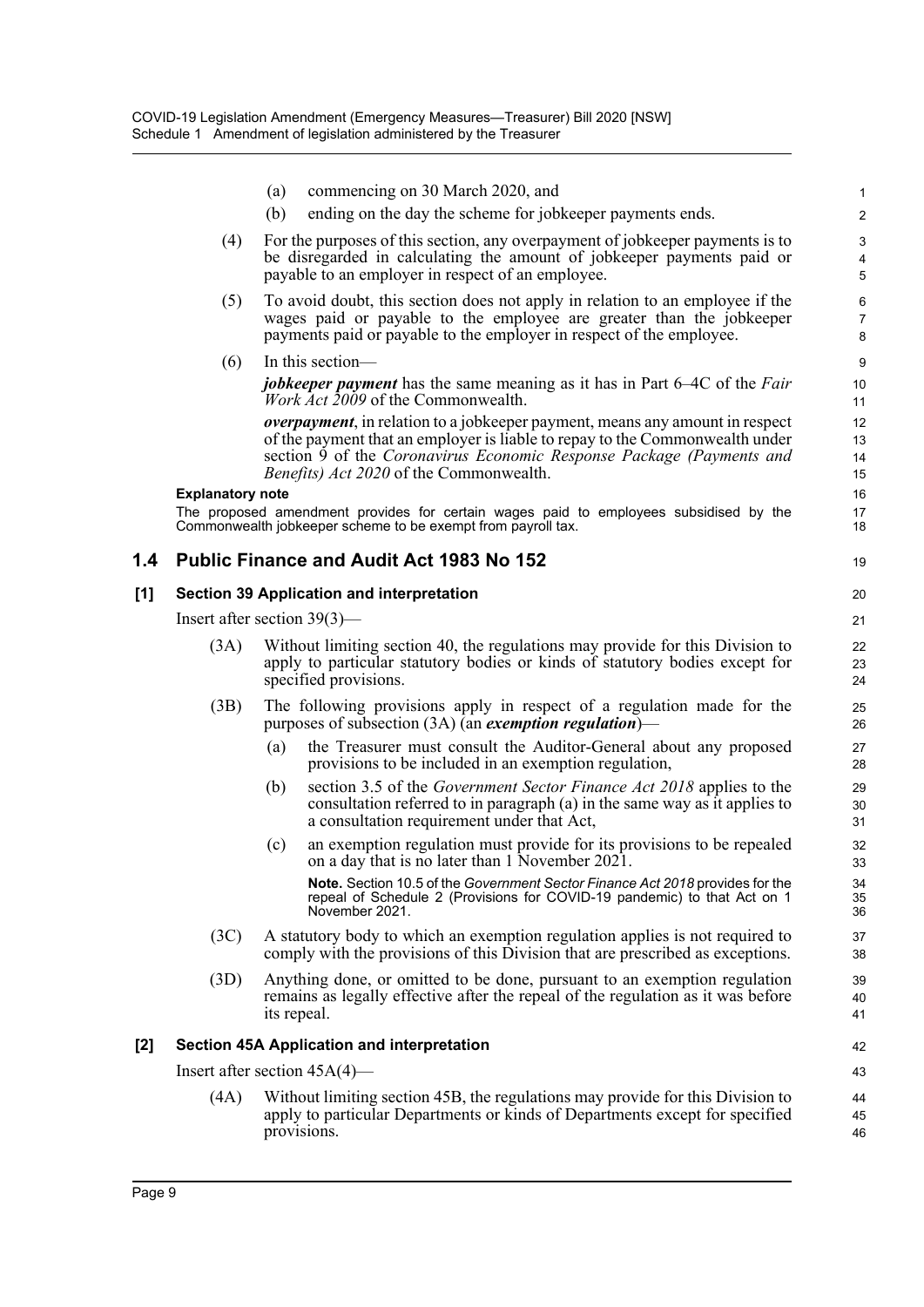(a) commencing on 30 March 2020, and

(b) ending on the day the scheme for jobkeeper payments ends.

(4) For the purposes of this section, any overpayment of jobkeeper payments is to be disregarded in calculating the amount of jobkeeper payments paid or payable to an employer in respect of an employee.

(5) To avoid doubt, this section does not apply in relation to an employee if the wages paid or payable to the employee are greater than the jobkeeper payments paid or payable to the employer in respect of the employee.

(6) In this section—

***jobkeeper payment*** has the same meaning as it has in Part 6–4C of the *Fair Work Act 2009* of the Commonwealth.

***overpayment***, in relation to a jobkeeper payment, means any amount in respect of the payment that an employer is liable to repay to the Commonwealth under section 9 of the *Coronavirus Economic Response Package (Payments and Benefits) Act 2020* of the Commonwealth.

**Explanatory note**

The proposed amendment provides for certain wages paid to employees subsidised by the Commonwealth jobkeeper scheme to be exempt from payroll tax.

## 1.4 Public Finance and Audit Act 1983 No 152

### [1] Section 39 Application and interpretation

Insert after section 39(3)—

(3A) Without limiting section 40, the regulations may provide for this Division to apply to particular statutory bodies or kinds of statutory bodies except for specified provisions.

(3B) The following provisions apply in respect of a regulation made for the purposes of subsection (3A) (an ***exemption regulation***)—

(a) the Treasurer must consult the Auditor-General about any proposed provisions to be included in an exemption regulation,

(b) section 3.5 of the *Government Sector Finance Act 2018* applies to the consultation referred to in paragraph (a) in the same way as it applies to a consultation requirement under that Act,

(c) an exemption regulation must provide for its provisions to be repealed on a day that is no later than 1 November 2021.

**Note.** Section 10.5 of the *Government Sector Finance Act 2018* provides for the repeal of Schedule 2 (Provisions for COVID-19 pandemic) to that Act on 1 November 2021.

(3C) A statutory body to which an exemption regulation applies is not required to comply with the provisions of this Division that are prescribed as exceptions.

(3D) Anything done, or omitted to be done, pursuant to an exemption regulation remains as legally effective after the repeal of the regulation as it was before its repeal.

### [2] Section 45A Application and interpretation

Insert after section 45A(4)—

(4A) Without limiting section 45B, the regulations may provide for this Division to apply to particular Departments or kinds of Departments except for specified provisions.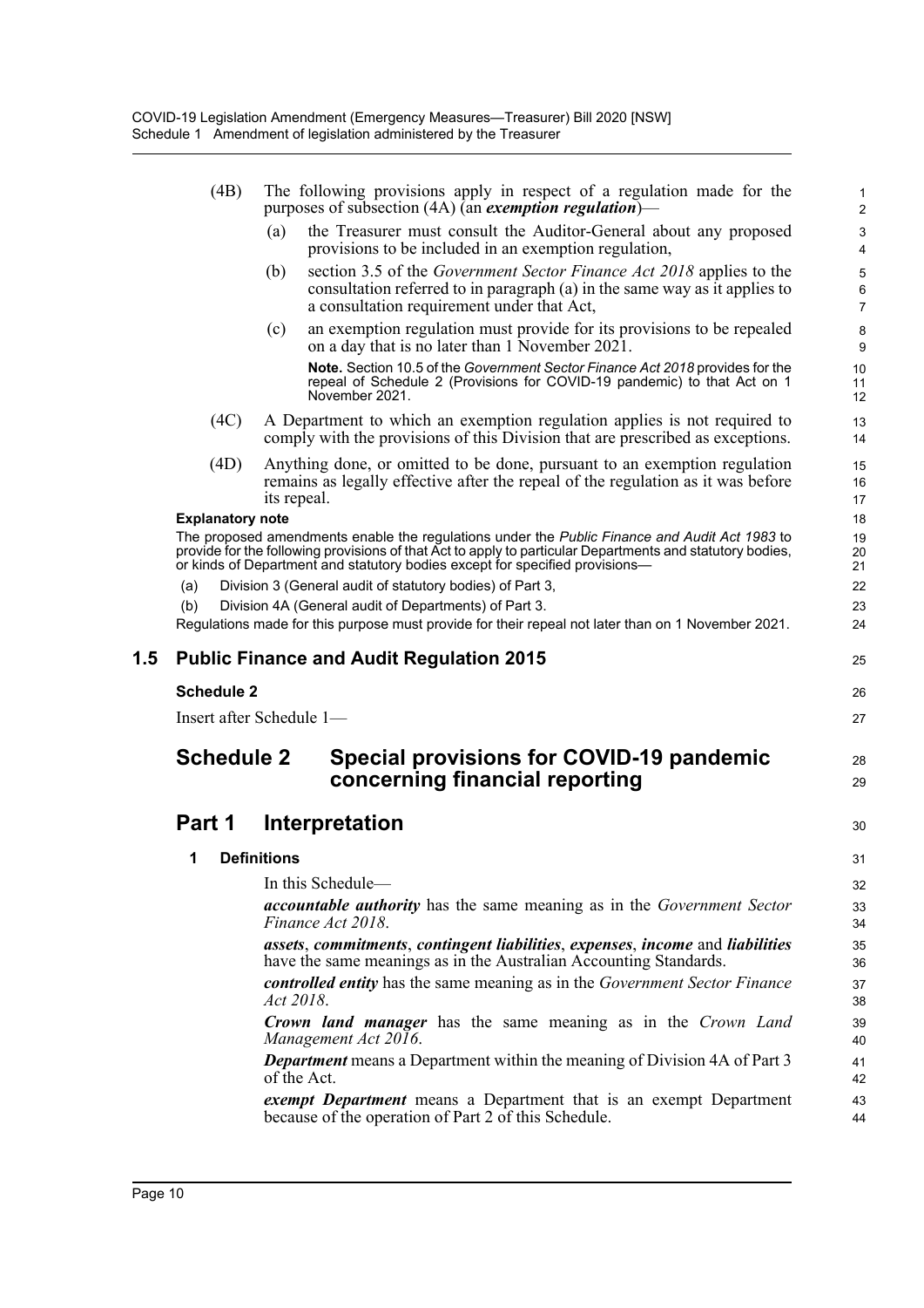(4B) The following provisions apply in respect of a regulation made for the purposes of subsection (4A) (an ***exemption regulation***)—

(a) the Treasurer must consult the Auditor-General about any proposed provisions to be included in an exemption regulation,

(b) section 3.5 of the *Government Sector Finance Act 2018* applies to the consultation referred to in paragraph (a) in the same way as it applies to a consultation requirement under that Act,

(c) an exemption regulation must provide for its provisions to be repealed on a day that is no later than 1 November 2021.

**Note.** Section 10.5 of the *Government Sector Finance Act 2018* provides for the repeal of Schedule 2 (Provisions for COVID-19 pandemic) to that Act on 1 November 2021.

(4C) A Department to which an exemption regulation applies is not required to comply with the provisions of this Division that are prescribed as exceptions.

(4D) Anything done, or omitted to be done, pursuant to an exemption regulation remains as legally effective after the repeal of the regulation as it was before its repeal.

**Explanatory note**

The proposed amendments enable the regulations under the *Public Finance and Audit Act 1983* to provide for the following provisions of that Act to apply to particular Departments and statutory bodies, or kinds of Department and statutory bodies except for specified provisions—

(a) Division 3 (General audit of statutory bodies) of Part 3,

(b) Division 4A (General audit of Departments) of Part 3.

Regulations made for this purpose must provide for their repeal not later than on 1 November 2021.

## 1.5 Public Finance and Audit Regulation 2015

**Schedule 2**

Insert after Schedule 1—

# Schedule 2 Special provisions for COVID-19 pandemic concerning financial reporting

## Part 1 Interpretation

### 1 Definitions

In this Schedule—

***accountable authority*** has the same meaning as in the *Government Sector Finance Act 2018*.

***assets***, ***commitments***, ***contingent liabilities***, ***expenses***, ***income*** and ***liabilities*** have the same meanings as in the Australian Accounting Standards.

***controlled entity*** has the same meaning as in the *Government Sector Finance Act 2018*.

***Crown land manager*** has the same meaning as in the *Crown Land Management Act 2016*.

***Department*** means a Department within the meaning of Division 4A of Part 3 of the Act.

***exempt Department*** means a Department that is an exempt Department because of the operation of Part 2 of this Schedule.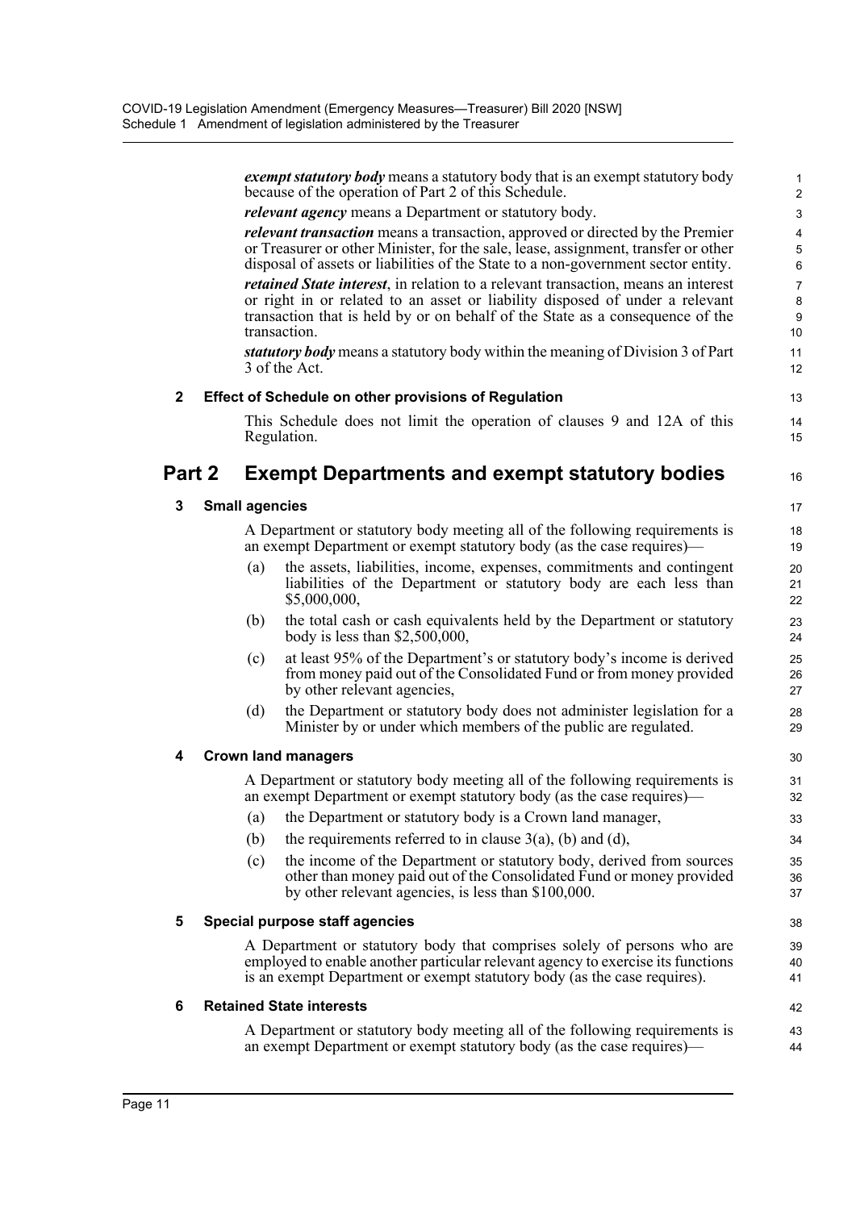***exempt statutory body*** means a statutory body that is an exempt statutory body because of the operation of Part 2 of this Schedule.

***relevant agency*** means a Department or statutory body.

***relevant transaction*** means a transaction, approved or directed by the Premier or Treasurer or other Minister, for the sale, lease, assignment, transfer or other disposal of assets or liabilities of the State to a non-government sector entity.

***retained State interest***, in relation to a relevant transaction, means an interest or right in or related to an asset or liability disposed of under a relevant transaction that is held by or on behalf of the State as a consequence of the transaction.

***statutory body*** means a statutory body within the meaning of Division 3 of Part 3 of the Act.

**2 Effect of Schedule on other provisions of Regulation**

This Schedule does not limit the operation of clauses 9 and 12A of this Regulation.

## Part 2 Exempt Departments and exempt statutory bodies

**3 Small agencies**

A Department or statutory body meeting all of the following requirements is an exempt Department or exempt statutory body (as the case requires)—

(a) the assets, liabilities, income, expenses, commitments and contingent liabilities of the Department or statutory body are each less than $5,000,000,

(b) the total cash or cash equivalents held by the Department or statutory body is less than $2,500,000,

(c) at least 95% of the Department's or statutory body's income is derived from money paid out of the Consolidated Fund or from money provided by other relevant agencies,

(d) the Department or statutory body does not administer legislation for a Minister by or under which members of the public are regulated.

**4 Crown land managers**

A Department or statutory body meeting all of the following requirements is an exempt Department or exempt statutory body (as the case requires)—

(a) the Department or statutory body is a Crown land manager,

(b) the requirements referred to in clause 3(a), (b) and (d),

(c) the income of the Department or statutory body, derived from sources other than money paid out of the Consolidated Fund or money provided by other relevant agencies, is less than $100,000.

**5 Special purpose staff agencies**

A Department or statutory body that comprises solely of persons who are employed to enable another particular relevant agency to exercise its functions is an exempt Department or exempt statutory body (as the case requires).

**6 Retained State interests**

A Department or statutory body meeting all of the following requirements is an exempt Department or exempt statutory body (as the case requires)—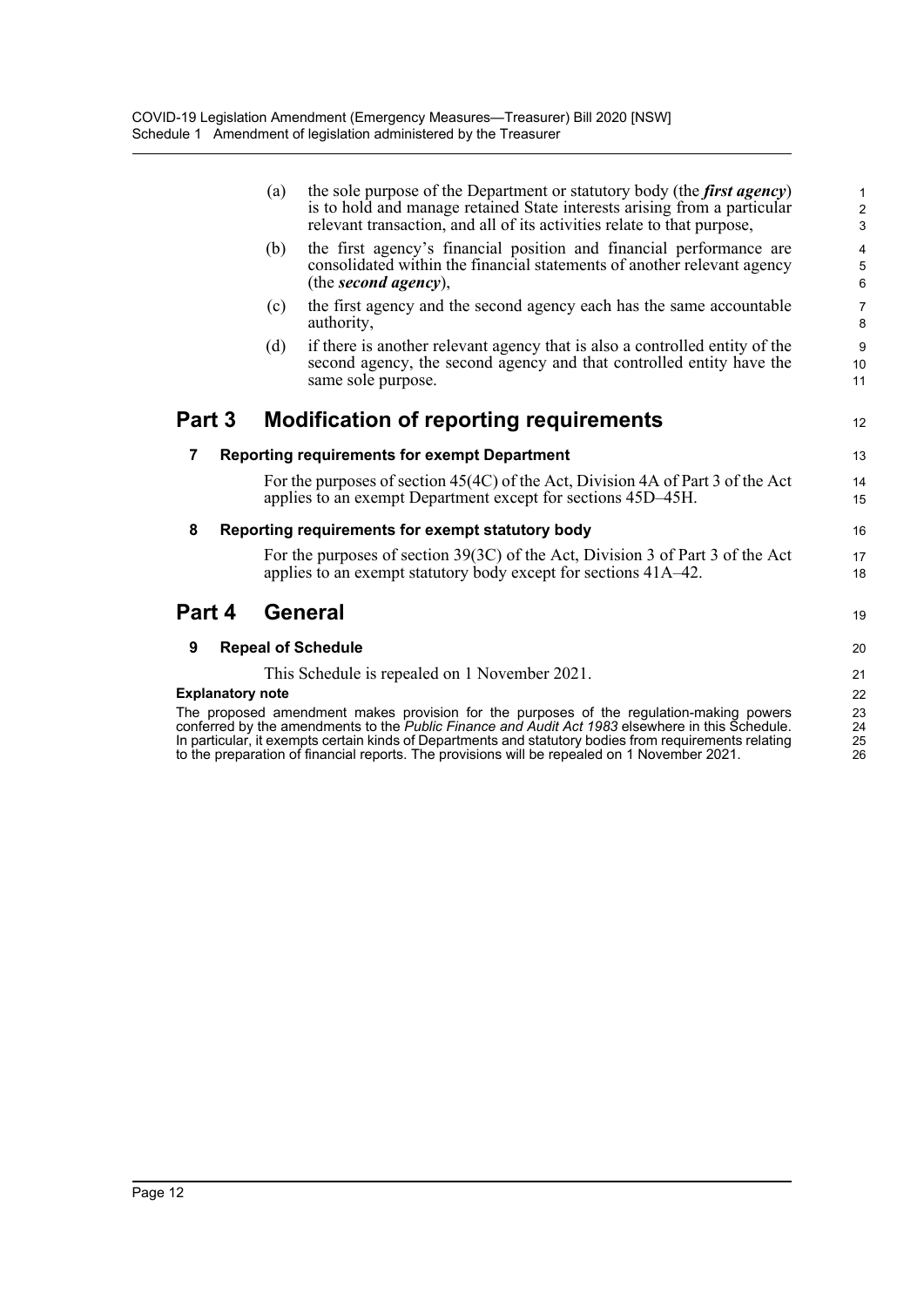(a) the sole purpose of the Department or statutory body (the ***first agency***) is to hold and manage retained State interests arising from a particular relevant transaction, and all of its activities relate to that purpose,

(b) the first agency's financial position and financial performance are consolidated within the financial statements of another relevant agency (the ***second agency***),

(c) the first agency and the second agency each has the same accountable authority,

(d) if there is another relevant agency that is also a controlled entity of the second agency, the second agency and that controlled entity have the same sole purpose.

## Part 3 Modification of reporting requirements

### 7 Reporting requirements for exempt Department

For the purposes of section 45(4C) of the Act, Division 4A of Part 3 of the Act applies to an exempt Department except for sections 45D–45H.

### 8 Reporting requirements for exempt statutory body

For the purposes of section 39(3C) of the Act, Division 3 of Part 3 of the Act applies to an exempt statutory body except for sections 41A–42.

## Part 4 General

### 9 Repeal of Schedule

This Schedule is repealed on 1 November 2021.

**Explanatory note**

The proposed amendment makes provision for the purposes of the regulation-making powers conferred by the amendments to the *Public Finance and Audit Act 1983* elsewhere in this Schedule. In particular, it exempts certain kinds of Departments and statutory bodies from requirements relating to the preparation of financial reports. The provisions will be repealed on 1 November 2021.